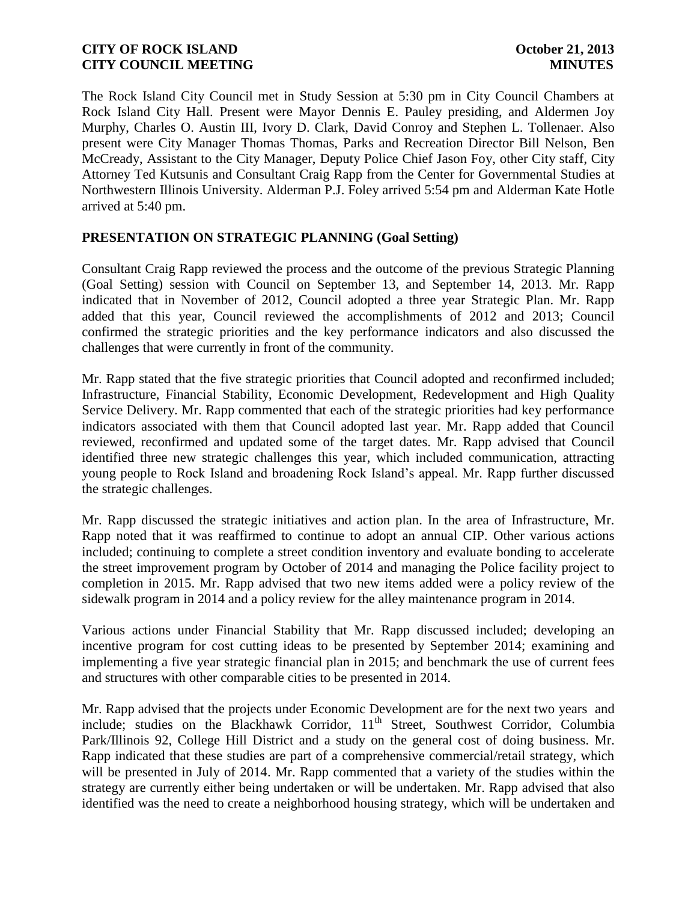The Rock Island City Council met in Study Session at 5:30 pm in City Council Chambers at Rock Island City Hall. Present were Mayor Dennis E. Pauley presiding, and Aldermen Joy Murphy, Charles O. Austin III, Ivory D. Clark, David Conroy and Stephen L. Tollenaer. Also present were City Manager Thomas Thomas, Parks and Recreation Director Bill Nelson, Ben McCready, Assistant to the City Manager, Deputy Police Chief Jason Foy, other City staff, City Attorney Ted Kutsunis and Consultant Craig Rapp from the Center for Governmental Studies at Northwestern Illinois University. Alderman P.J. Foley arrived 5:54 pm and Alderman Kate Hotle arrived at 5:40 pm.

## PRESENTATION ON STRATEGIC PLANNING (Goal Setting)

Consultant Craig Rapp reviewed the process and the outcome of the previous Strategic Planning (Goal Setting) session with Council on September 13, and September 14, 2013. Mr. Rapp indicated that in November of 2012, Council adopted a three year Strategic Plan. Mr. Rapp added that this year, Council reviewed the accomplishments of 2012 and 2013; Council confirmed the strategic priorities and the key performance indicators and also discussed the challenges that were currently in front of the community.

Mr. Rapp stated that the five strategic priorities that Council adopted and reconfirmed included; Infrastructure, Financial Stability, Economic Development, Redevelopment and High Quality Service Delivery. Mr. Rapp commented that each of the strategic priorities had key performance indicators associated with them that Council adopted last year. Mr. Rapp added that Council reviewed, reconfirmed and updated some of the target dates. Mr. Rapp advised that Council identified three new strategic challenges this year, which included communication, attracting young people to Rock Island and broadening Rock Island's appeal. Mr. Rapp further discussed the strategic challenges.

Mr. Rapp discussed the strategic initiatives and action plan. In the area of Infrastructure, Mr. Rapp noted that it was reaffirmed to continue to adopt an annual CIP. Other various actions included; continuing to complete a street condition inventory and evaluate bonding to accelerate the street improvement program by October of 2014 and managing the Police facility project to completion in 2015. Mr. Rapp advised that two new items added were a policy review of the sidewalk program in 2014 and a policy review for the alley maintenance program in 2014.

Various actions under Financial Stability that Mr. Rapp discussed included; developing an incentive program for cost cutting ideas to be presented by September 2014; examining and implementing a five year strategic financial plan in 2015; and benchmark the use of current fees and structures with other comparable cities to be presented in 2014.

Mr. Rapp advised that the projects under Economic Development are for the next two years and include; studies on the Blackhawk Corridor, 11th Street, Southwest Corridor, Columbia Park/Illinois 92, College Hill District and a study on the general cost of doing business. Mr. Rapp indicated that these studies are part of a comprehensive commercial/retail strategy, which will be presented in July of 2014. Mr. Rapp commented that a variety of the studies within the strategy are currently either being undertaken or will be undertaken. Mr. Rapp advised that also identified was the need to create a neighborhood housing strategy, which will be undertaken and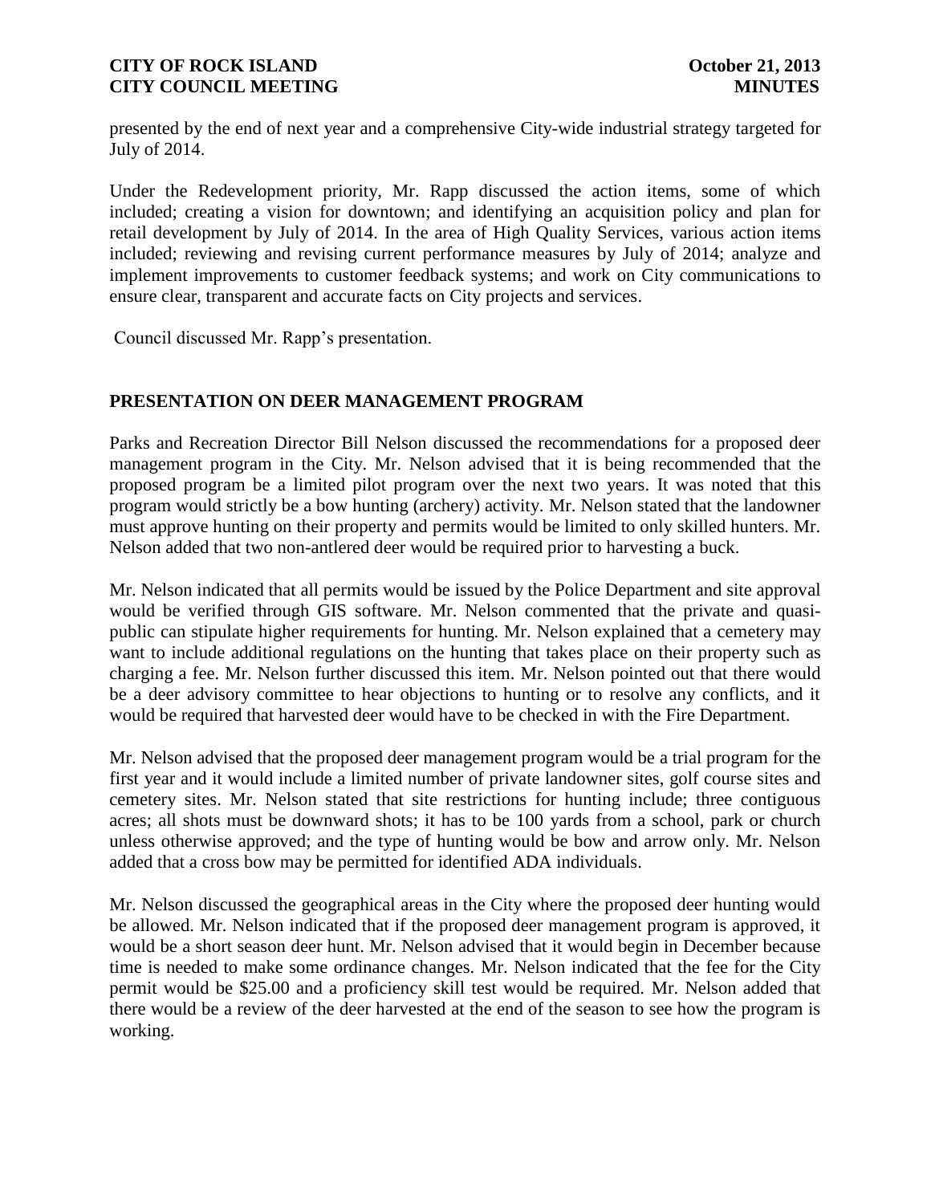presented by the end of next year and a comprehensive City-wide industrial strategy targeted for July of 2014.

Under the Redevelopment priority, Mr. Rapp discussed the action items, some of which included; creating a vision for downtown; and identifying an acquisition policy and plan for retail development by July of 2014. In the area of High Quality Services, various action items included; reviewing and revising current performance measures by July of 2014; analyze and implement improvements to customer feedback systems; and work on City communications to ensure clear, transparent and accurate facts on City projects and services.

Council discussed Mr. Rapp's presentation.

## PRESENTATION ON DEER MANAGEMENT PROGRAM

Parks and Recreation Director Bill Nelson discussed the recommendations for a proposed deer management program in the City. Mr. Nelson advised that it is being recommended that the proposed program be a limited pilot program over the next two years. It was noted that this program would strictly be a bow hunting (archery) activity. Mr. Nelson stated that the landowner must approve hunting on their property and permits would be limited to only skilled hunters. Mr. Nelson added that two non-antlered deer would be required prior to harvesting a buck.

Mr. Nelson indicated that all permits would be issued by the Police Department and site approval would be verified through GIS software. Mr. Nelson commented that the private and quasi-public can stipulate higher requirements for hunting. Mr. Nelson explained that a cemetery may want to include additional regulations on the hunting that takes place on their property such as charging a fee. Mr. Nelson further discussed this item. Mr. Nelson pointed out that there would be a deer advisory committee to hear objections to hunting or to resolve any conflicts, and it would be required that harvested deer would have to be checked in with the Fire Department.

Mr. Nelson advised that the proposed deer management program would be a trial program for the first year and it would include a limited number of private landowner sites, golf course sites and cemetery sites. Mr. Nelson stated that site restrictions for hunting include; three contiguous acres; all shots must be downward shots; it has to be 100 yards from a school, park or church unless otherwise approved; and the type of hunting would be bow and arrow only. Mr. Nelson added that a cross bow may be permitted for identified ADA individuals.

Mr. Nelson discussed the geographical areas in the City where the proposed deer hunting would be allowed. Mr. Nelson indicated that if the proposed deer management program is approved, it would be a short season deer hunt. Mr. Nelson advised that it would begin in December because time is needed to make some ordinance changes. Mr. Nelson indicated that the fee for the City permit would be $25.00 and a proficiency skill test would be required. Mr. Nelson added that there would be a review of the deer harvested at the end of the season to see how the program is working.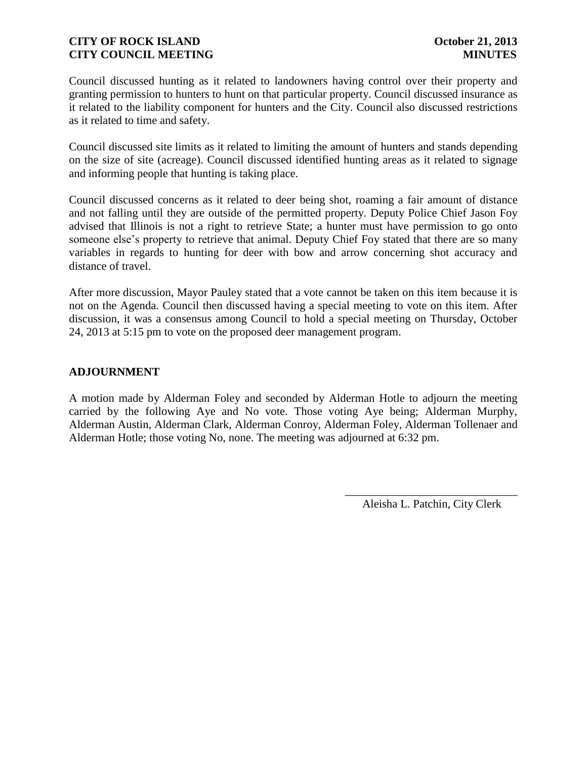Council discussed hunting as it related to landowners having control over their property and granting permission to hunters to hunt on that particular property. Council discussed insurance as it related to the liability component for hunters and the City. Council also discussed restrictions as it related to time and safety.

Council discussed site limits as it related to limiting the amount of hunters and stands depending on the size of site (acreage). Council discussed identified hunting areas as it related to signage and informing people that hunting is taking place.

Council discussed concerns as it related to deer being shot, roaming a fair amount of distance and not falling until they are outside of the permitted property. Deputy Police Chief Jason Foy advised that Illinois is not a right to retrieve State; a hunter must have permission to go onto someone else's property to retrieve that animal. Deputy Chief Foy stated that there are so many variables in regards to hunting for deer with bow and arrow concerning shot accuracy and distance of travel.

After more discussion, Mayor Pauley stated that a vote cannot be taken on this item because it is not on the Agenda. Council then discussed having a special meeting to vote on this item. After discussion, it was a consensus among Council to hold a special meeting on Thursday, October 24, 2013 at 5:15 pm to vote on the proposed deer management program.

## ADJOURNMENT

A motion made by Alderman Foley and seconded by Alderman Hotle to adjourn the meeting carried by the following Aye and No vote. Those voting Aye being; Alderman Murphy, Alderman Austin, Alderman Clark, Alderman Conroy, Alderman Foley, Alderman Tollenaer and Alderman Hotle; those voting No, none. The meeting was adjourned at 6:32 pm.

\_\_\_\_\_\_\_\_\_\_\_\_\_\_\_\_\_\_\_\_\_\_\_\_\_\_\_\_\_\_

Aleisha L. Patchin, City Clerk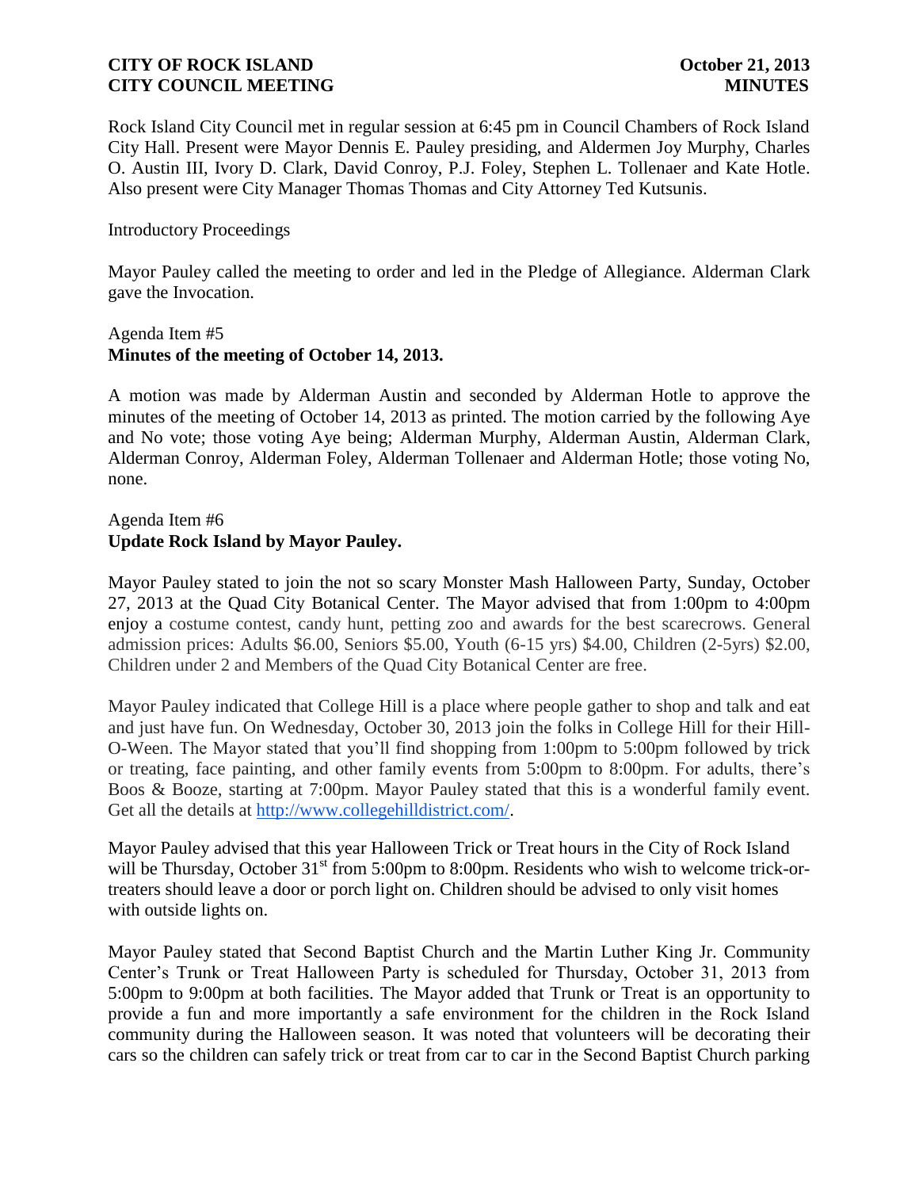Rock Island City Council met in regular session at 6:45 pm in Council Chambers of Rock Island City Hall. Present were Mayor Dennis E. Pauley presiding, and Aldermen Joy Murphy, Charles O. Austin III, Ivory D. Clark, David Conroy, P.J. Foley, Stephen L. Tollenaer and Kate Hotle. Also present were City Manager Thomas Thomas and City Attorney Ted Kutsunis.

Introductory Proceedings

Mayor Pauley called the meeting to order and led in the Pledge of Allegiance. Alderman Clark gave the Invocation.

Agenda Item #5
**Minutes of the meeting of October 14, 2013.**

A motion was made by Alderman Austin and seconded by Alderman Hotle to approve the minutes of the meeting of October 14, 2013 as printed. The motion carried by the following Aye and No vote; those voting Aye being; Alderman Murphy, Alderman Austin, Alderman Clark, Alderman Conroy, Alderman Foley, Alderman Tollenaer and Alderman Hotle; those voting No, none.

Agenda Item #6
**Update Rock Island by Mayor Pauley.**

Mayor Pauley stated to join the not so scary Monster Mash Halloween Party, Sunday, October 27, 2013 at the Quad City Botanical Center. The Mayor advised that from 1:00pm to 4:00pm enjoy a costume contest, candy hunt, petting zoo and awards for the best scarecrows. General admission prices: Adults $6.00, Seniors $5.00, Youth (6-15 yrs) $4.00, Children (2-5yrs) $2.00, Children under 2 and Members of the Quad City Botanical Center are free.

Mayor Pauley indicated that College Hill is a place where people gather to shop and talk and eat and just have fun. On Wednesday, October 30, 2013 join the folks in College Hill for their Hill-O-Ween. The Mayor stated that you'll find shopping from 1:00pm to 5:00pm followed by trick or treating, face painting, and other family events from 5:00pm to 8:00pm. For adults, there's Boos & Booze, starting at 7:00pm. Mayor Pauley stated that this is a wonderful family event. Get all the details at http://www.collegehilldistrict.com/.

Mayor Pauley advised that this year Halloween Trick or Treat hours in the City of Rock Island will be Thursday, October 31st from 5:00pm to 8:00pm. Residents who wish to welcome trick-or-treaters should leave a door or porch light on. Children should be advised to only visit homes with outside lights on.

Mayor Pauley stated that Second Baptist Church and the Martin Luther King Jr. Community Center's Trunk or Treat Halloween Party is scheduled for Thursday, October 31, 2013 from 5:00pm to 9:00pm at both facilities. The Mayor added that Trunk or Treat is an opportunity to provide a fun and more importantly a safe environment for the children in the Rock Island community during the Halloween season. It was noted that volunteers will be decorating their cars so the children can safely trick or treat from car to car in the Second Baptist Church parking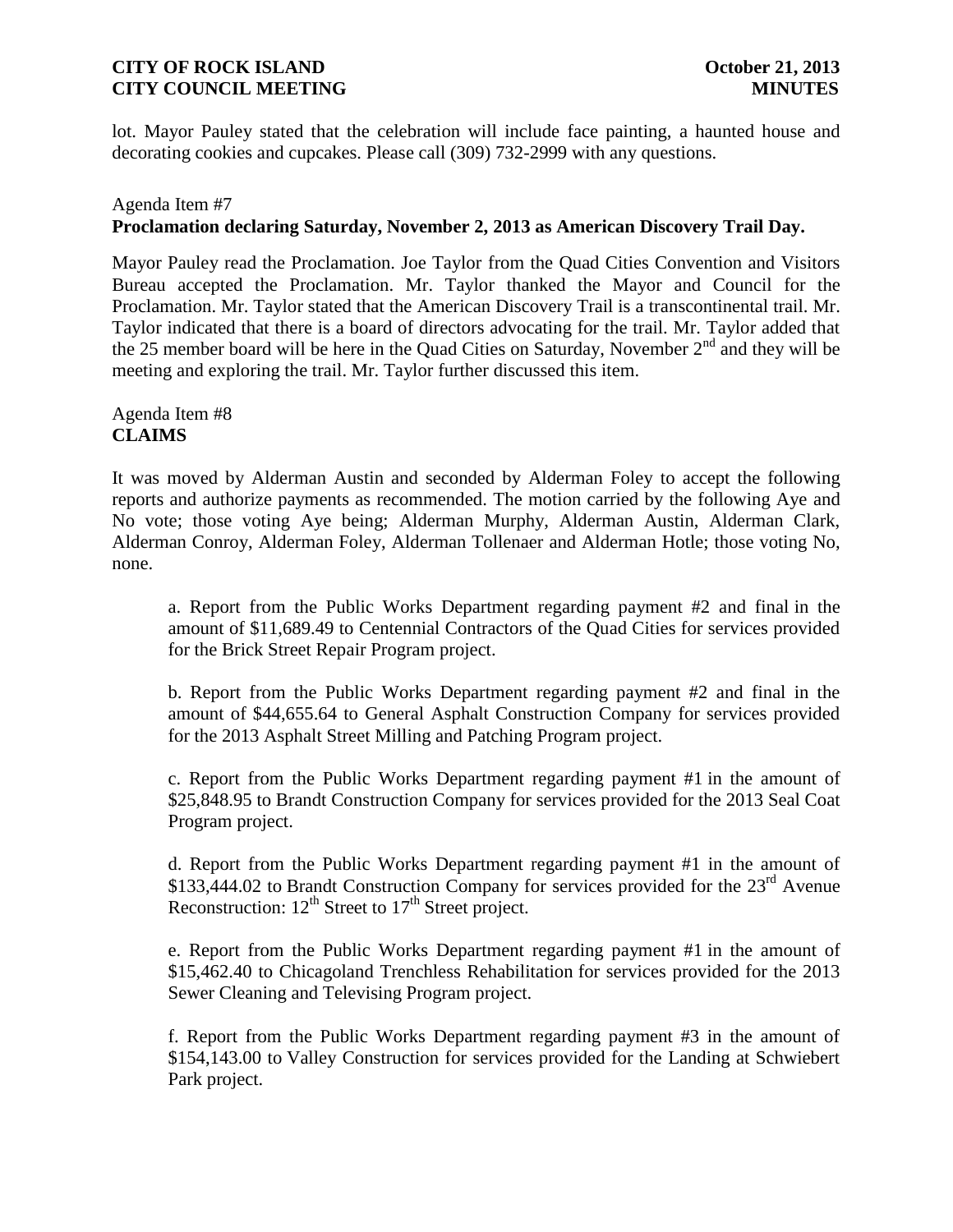lot. Mayor Pauley stated that the celebration will include face painting, a haunted house and decorating cookies and cupcakes. Please call (309) 732-2999 with any questions.

Agenda Item #7
**Proclamation declaring Saturday, November 2, 2013 as American Discovery Trail Day.**

Mayor Pauley read the Proclamation. Joe Taylor from the Quad Cities Convention and Visitors Bureau accepted the Proclamation. Mr. Taylor thanked the Mayor and Council for the Proclamation. Mr. Taylor stated that the American Discovery Trail is a transcontinental trail. Mr. Taylor indicated that there is a board of directors advocating for the trail. Mr. Taylor added that the 25 member board will be here in the Quad Cities on Saturday, November 2nd and they will be meeting and exploring the trail. Mr. Taylor further discussed this item.

Agenda Item #8
**CLAIMS**

It was moved by Alderman Austin and seconded by Alderman Foley to accept the following reports and authorize payments as recommended. The motion carried by the following Aye and No vote; those voting Aye being; Alderman Murphy, Alderman Austin, Alderman Clark, Alderman Conroy, Alderman Foley, Alderman Tollenaer and Alderman Hotle; those voting No, none.

a. Report from the Public Works Department regarding payment #2 and final in the amount of $11,689.49 to Centennial Contractors of the Quad Cities for services provided for the Brick Street Repair Program project.

b. Report from the Public Works Department regarding payment #2 and final in the amount of $44,655.64 to General Asphalt Construction Company for services provided for the 2013 Asphalt Street Milling and Patching Program project.

c. Report from the Public Works Department regarding payment #1 in the amount of $25,848.95 to Brandt Construction Company for services provided for the 2013 Seal Coat Program project.

d. Report from the Public Works Department regarding payment #1 in the amount of $133,444.02 to Brandt Construction Company for services provided for the 23rd Avenue Reconstruction: 12th Street to 17th Street project.

e. Report from the Public Works Department regarding payment #1 in the amount of $15,462.40 to Chicagoland Trenchless Rehabilitation for services provided for the 2013 Sewer Cleaning and Televising Program project.

f. Report from the Public Works Department regarding payment #3 in the amount of $154,143.00 to Valley Construction for services provided for the Landing at Schwiebert Park project.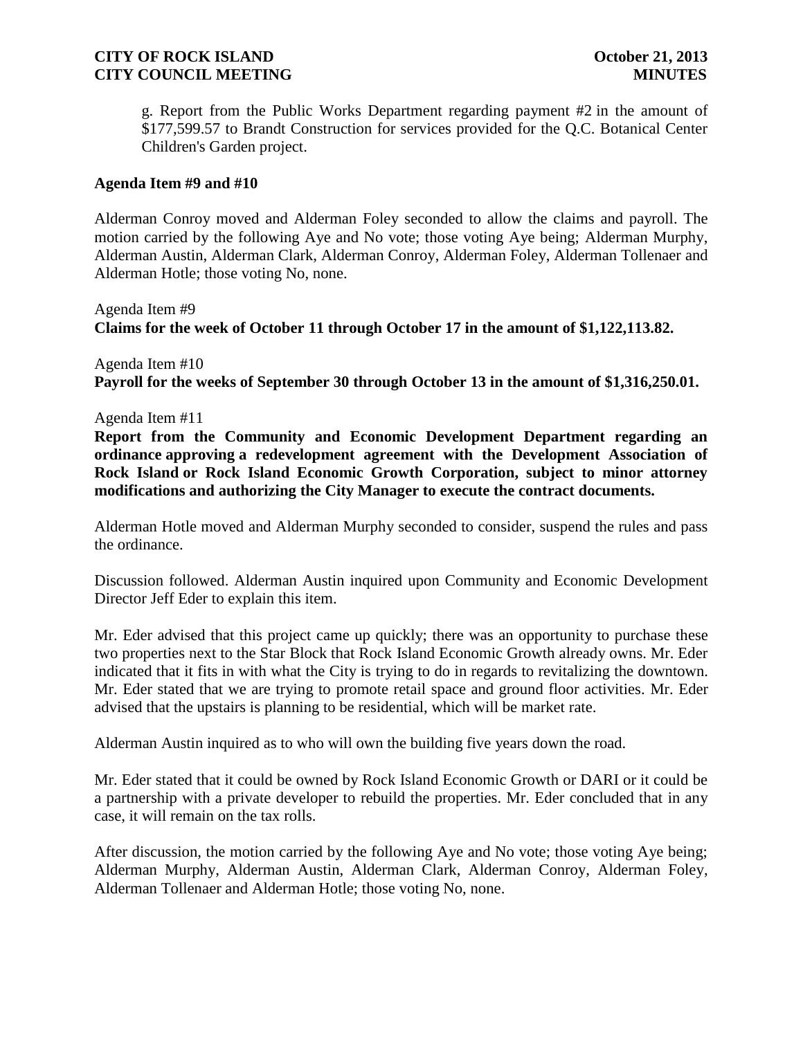g. Report from the Public Works Department regarding payment #2 in the amount of $177,599.57 to Brandt Construction for services provided for the Q.C. Botanical Center Children's Garden project.

**Agenda Item #9 and #10**

Alderman Conroy moved and Alderman Foley seconded to allow the claims and payroll. The motion carried by the following Aye and No vote; those voting Aye being; Alderman Murphy, Alderman Austin, Alderman Clark, Alderman Conroy, Alderman Foley, Alderman Tollenaer and Alderman Hotle; those voting No, none.

Agenda Item #9
**Claims for the week of October 11 through October 17 in the amount of $1,122,113.82.**

Agenda Item #10
**Payroll for the weeks of September 30 through October 13 in the amount of $1,316,250.01.**

Agenda Item #11
**Report from the Community and Economic Development Department regarding an ordinance approving a redevelopment agreement with the Development Association of Rock Island or Rock Island Economic Growth Corporation, subject to minor attorney modifications and authorizing the City Manager to execute the contract documents.**

Alderman Hotle moved and Alderman Murphy seconded to consider, suspend the rules and pass the ordinance.

Discussion followed. Alderman Austin inquired upon Community and Economic Development Director Jeff Eder to explain this item.

Mr. Eder advised that this project came up quickly; there was an opportunity to purchase these two properties next to the Star Block that Rock Island Economic Growth already owns. Mr. Eder indicated that it fits in with what the City is trying to do in regards to revitalizing the downtown. Mr. Eder stated that we are trying to promote retail space and ground floor activities. Mr. Eder advised that the upstairs is planning to be residential, which will be market rate.

Alderman Austin inquired as to who will own the building five years down the road.

Mr. Eder stated that it could be owned by Rock Island Economic Growth or DARI or it could be a partnership with a private developer to rebuild the properties. Mr. Eder concluded that in any case, it will remain on the tax rolls.

After discussion, the motion carried by the following Aye and No vote; those voting Aye being; Alderman Murphy, Alderman Austin, Alderman Clark, Alderman Conroy, Alderman Foley, Alderman Tollenaer and Alderman Hotle; those voting No, none.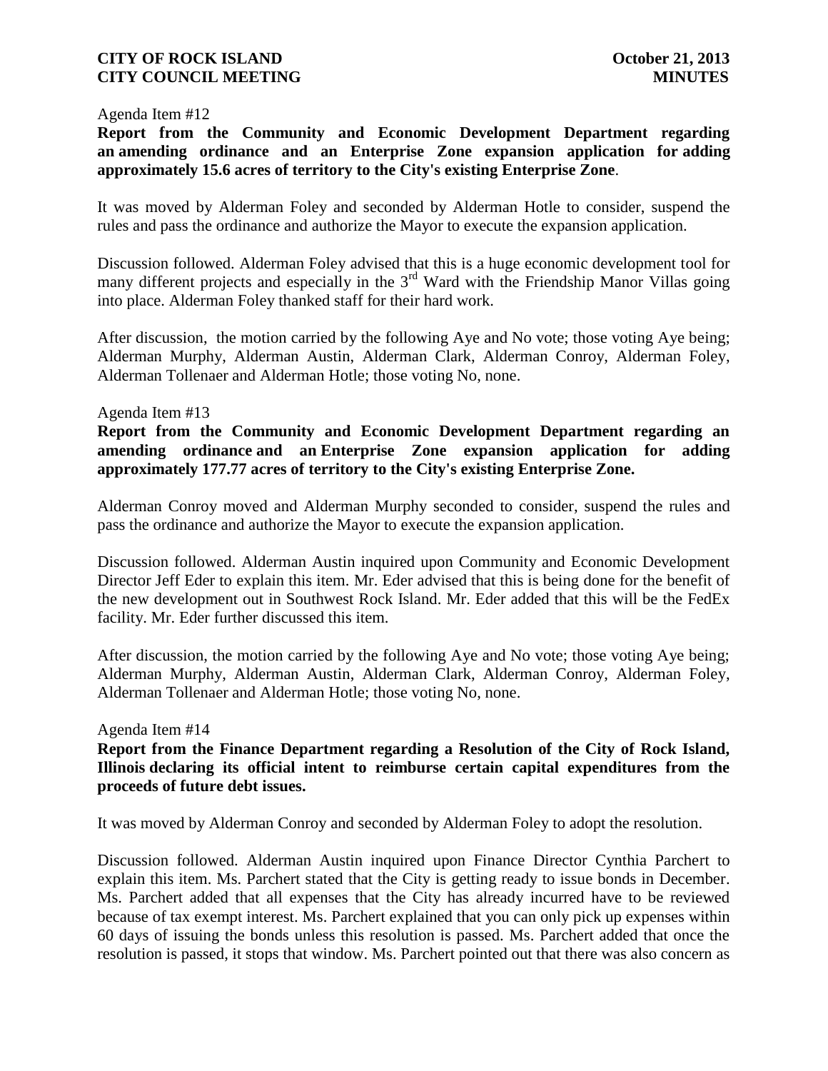Agenda Item #12

**Report from the Community and Economic Development Department regarding an amending ordinance and an Enterprise Zone expansion application for adding approximately 15.6 acres of territory to the City's existing Enterprise Zone**.

It was moved by Alderman Foley and seconded by Alderman Hotle to consider, suspend the rules and pass the ordinance and authorize the Mayor to execute the expansion application.

Discussion followed. Alderman Foley advised that this is a huge economic development tool for many different projects and especially in the 3rd Ward with the Friendship Manor Villas going into place. Alderman Foley thanked staff for their hard work.

After discussion, the motion carried by the following Aye and No vote; those voting Aye being; Alderman Murphy, Alderman Austin, Alderman Clark, Alderman Conroy, Alderman Foley, Alderman Tollenaer and Alderman Hotle; those voting No, none.

Agenda Item #13

**Report from the Community and Economic Development Department regarding an amending ordinance and an Enterprise Zone expansion application for adding approximately 177.77 acres of territory to the City's existing Enterprise Zone.**

Alderman Conroy moved and Alderman Murphy seconded to consider, suspend the rules and pass the ordinance and authorize the Mayor to execute the expansion application.

Discussion followed. Alderman Austin inquired upon Community and Economic Development Director Jeff Eder to explain this item. Mr. Eder advised that this is being done for the benefit of the new development out in Southwest Rock Island. Mr. Eder added that this will be the FedEx facility. Mr. Eder further discussed this item.

After discussion, the motion carried by the following Aye and No vote; those voting Aye being; Alderman Murphy, Alderman Austin, Alderman Clark, Alderman Conroy, Alderman Foley, Alderman Tollenaer and Alderman Hotle; those voting No, none.

Agenda Item #14

**Report from the Finance Department regarding a Resolution of the City of Rock Island, Illinois declaring its official intent to reimburse certain capital expenditures from the proceeds of future debt issues.**

It was moved by Alderman Conroy and seconded by Alderman Foley to adopt the resolution.

Discussion followed. Alderman Austin inquired upon Finance Director Cynthia Parchert to explain this item. Ms. Parchert stated that the City is getting ready to issue bonds in December. Ms. Parchert added that all expenses that the City has already incurred have to be reviewed because of tax exempt interest. Ms. Parchert explained that you can only pick up expenses within 60 days of issuing the bonds unless this resolution is passed. Ms. Parchert added that once the resolution is passed, it stops that window. Ms. Parchert pointed out that there was also concern as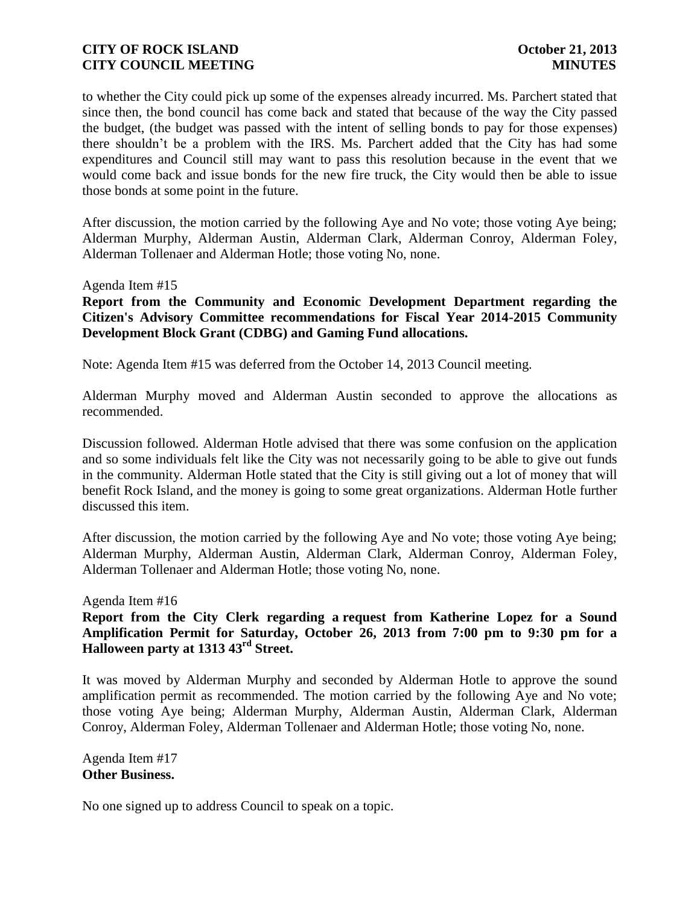to whether the City could pick up some of the expenses already incurred. Ms. Parchert stated that since then, the bond council has come back and stated that because of the way the City passed the budget, (the budget was passed with the intent of selling bonds to pay for those expenses) there shouldn't be a problem with the IRS. Ms. Parchert added that the City has had some expenditures and Council still may want to pass this resolution because in the event that we would come back and issue bonds for the new fire truck, the City would then be able to issue those bonds at some point in the future.

After discussion, the motion carried by the following Aye and No vote; those voting Aye being; Alderman Murphy, Alderman Austin, Alderman Clark, Alderman Conroy, Alderman Foley, Alderman Tollenaer and Alderman Hotle; those voting No, none.

Agenda Item #15

**Report from the Community and Economic Development Department regarding the Citizen's Advisory Committee recommendations for Fiscal Year 2014-2015 Community Development Block Grant (CDBG) and Gaming Fund allocations.**

Note: Agenda Item #15 was deferred from the October 14, 2013 Council meeting.

Alderman Murphy moved and Alderman Austin seconded to approve the allocations as recommended.

Discussion followed. Alderman Hotle advised that there was some confusion on the application and so some individuals felt like the City was not necessarily going to be able to give out funds in the community. Alderman Hotle stated that the City is still giving out a lot of money that will benefit Rock Island, and the money is going to some great organizations. Alderman Hotle further discussed this item.

After discussion, the motion carried by the following Aye and No vote; those voting Aye being; Alderman Murphy, Alderman Austin, Alderman Clark, Alderman Conroy, Alderman Foley, Alderman Tollenaer and Alderman Hotle; those voting No, none.

Agenda Item #16

**Report from the City Clerk regarding a request from Katherine Lopez for a Sound Amplification Permit for Saturday, October 26, 2013 from 7:00 pm to 9:30 pm for a Halloween party at 1313 43rd Street.**

It was moved by Alderman Murphy and seconded by Alderman Hotle to approve the sound amplification permit as recommended. The motion carried by the following Aye and No vote; those voting Aye being; Alderman Murphy, Alderman Austin, Alderman Clark, Alderman Conroy, Alderman Foley, Alderman Tollenaer and Alderman Hotle; those voting No, none.

Agenda Item #17

**Other Business.**

No one signed up to address Council to speak on a topic.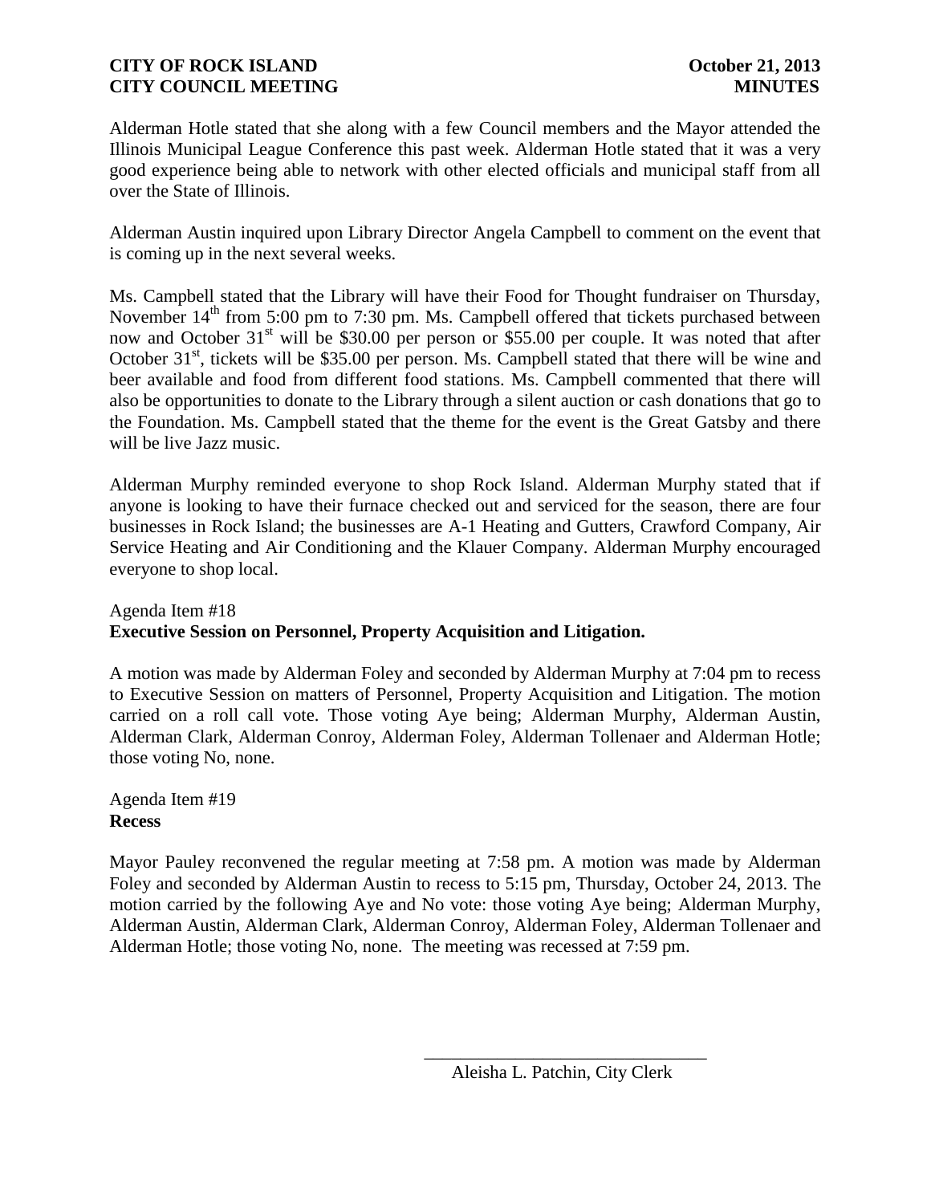Alderman Hotle stated that she along with a few Council members and the Mayor attended the Illinois Municipal League Conference this past week. Alderman Hotle stated that it was a very good experience being able to network with other elected officials and municipal staff from all over the State of Illinois.

Alderman Austin inquired upon Library Director Angela Campbell to comment on the event that is coming up in the next several weeks.

Ms. Campbell stated that the Library will have their Food for Thought fundraiser on Thursday, November 14th from 5:00 pm to 7:30 pm. Ms. Campbell offered that tickets purchased between now and October 31st will be $30.00 per person or $55.00 per couple. It was noted that after October 31st, tickets will be $35.00 per person. Ms. Campbell stated that there will be wine and beer available and food from different food stations. Ms. Campbell commented that there will also be opportunities to donate to the Library through a silent auction or cash donations that go to the Foundation. Ms. Campbell stated that the theme for the event is the Great Gatsby and there will be live Jazz music.

Alderman Murphy reminded everyone to shop Rock Island. Alderman Murphy stated that if anyone is looking to have their furnace checked out and serviced for the season, there are four businesses in Rock Island; the businesses are A-1 Heating and Gutters, Crawford Company, Air Service Heating and Air Conditioning and the Klauer Company. Alderman Murphy encouraged everyone to shop local.

Agenda Item #18
**Executive Session on Personnel, Property Acquisition and Litigation.**

A motion was made by Alderman Foley and seconded by Alderman Murphy at 7:04 pm to recess to Executive Session on matters of Personnel, Property Acquisition and Litigation. The motion carried on a roll call vote. Those voting Aye being; Alderman Murphy, Alderman Austin, Alderman Clark, Alderman Conroy, Alderman Foley, Alderman Tollenaer and Alderman Hotle; those voting No, none.

Agenda Item #19
**Recess**

Mayor Pauley reconvened the regular meeting at 7:58 pm. A motion was made by Alderman Foley and seconded by Alderman Austin to recess to 5:15 pm, Thursday, October 24, 2013. The motion carried by the following Aye and No vote: those voting Aye being; Alderman Murphy, Alderman Austin, Alderman Clark, Alderman Conroy, Alderman Foley, Alderman Tollenaer and Alderman Hotle; those voting No, none. The meeting was recessed at 7:59 pm.

\_\_\_\_\_\_\_\_\_\_\_\_\_\_\_\_\_\_\_\_\_\_\_\_\_\_\_\_\_\_\_\_

Aleisha L. Patchin, City Clerk